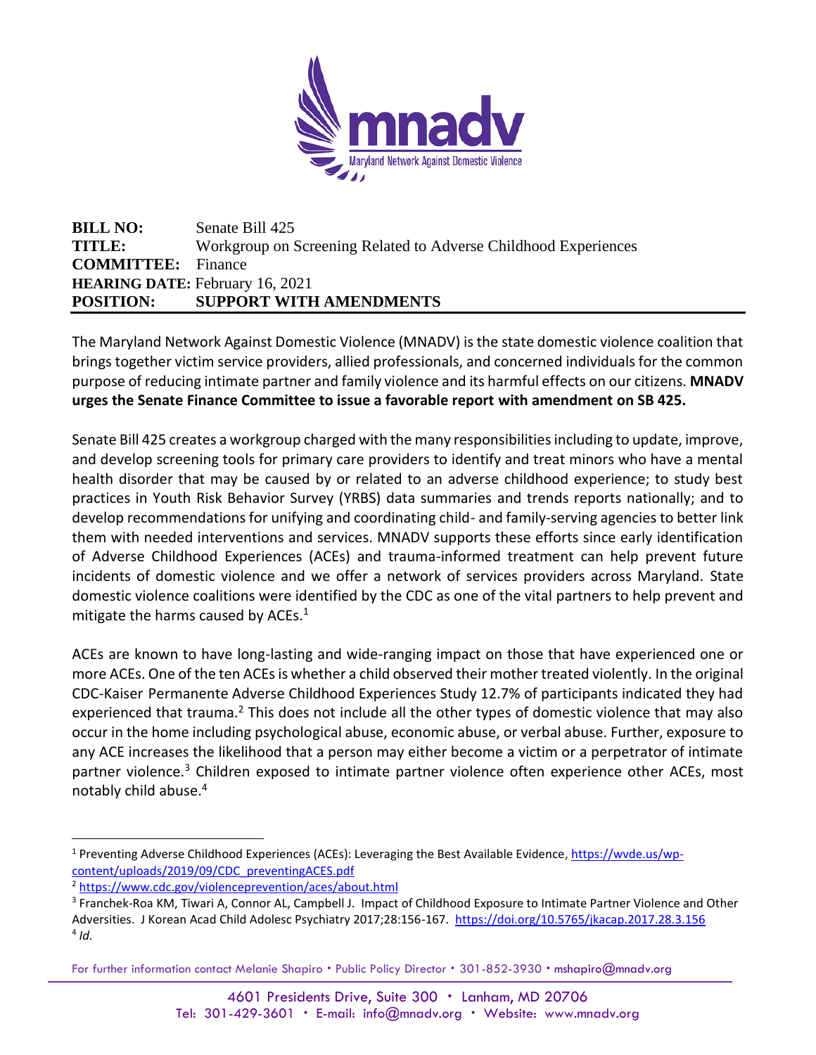**BILL NO:** Senate Bill 425
**TITLE:** Workgroup on Screening Related to Adverse Childhood Experiences
**COMMITTEE:** Finance
**HEARING DATE:** February 16, 2021
**POSITION:** **SUPPORT WITH AMENDMENTS**

The Maryland Network Against Domestic Violence (MNADV) is the state domestic violence coalition that brings together victim service providers, allied professionals, and concerned individuals for the common purpose of reducing intimate partner and family violence and its harmful effects on our citizens. **MNADV urges the Senate Finance Committee to issue a favorable report with amendment on SB 425.**

Senate Bill 425 creates a workgroup charged with the many responsibilities including to update, improve, and develop screening tools for primary care providers to identify and treat minors who have a mental health disorder that may be caused by or related to an adverse childhood experience; to study best practices in Youth Risk Behavior Survey (YRBS) data summaries and trends reports nationally; and to develop recommendations for unifying and coordinating child- and family-serving agencies to better link them with needed interventions and services. MNADV supports these efforts since early identification of Adverse Childhood Experiences (ACEs) and trauma-informed treatment can help prevent future incidents of domestic violence and we offer a network of services providers across Maryland. State domestic violence coalitions were identified by the CDC as one of the vital partners to help prevent and mitigate the harms caused by ACEs.[1]

ACEs are known to have long-lasting and wide-ranging impact on those that have experienced one or more ACEs. One of the ten ACEs is whether a child observed their mother treated violently. In the original CDC-Kaiser Permanente Adverse Childhood Experiences Study 12.7% of participants indicated they had experienced that trauma.[2] This does not include all the other types of domestic violence that may also occur in the home including psychological abuse, economic abuse, or verbal abuse. Further, exposure to any ACE increases the likelihood that a person may either become a victim or a perpetrator of intimate partner violence.[3] Children exposed to intimate partner violence often experience other ACEs, most notably child abuse.[4]

---

[1] Preventing Adverse Childhood Experiences (ACEs): Leveraging the Best Available Evidence, https://wvde.us/wp-content/uploads/2019/09/CDC_preventingACES.pdf

[2] https://www.cdc.gov/violenceprevention/aces/about.html

[3] Franchek-Roa KM, Tiwari A, Connor AL, Campbell J. Impact of Childhood Exposure to Intimate Partner Violence and Other Adversities. J Korean Acad Child Adolesc Psychiatry 2017;28:156-167. https://doi.org/10.5765/jkacap.2017.28.3.156

[4] *Id*.

For further information contact Melanie Shapiro • Public Policy Director • 301-852-3930 • mshapiro@mnadv.org

4601 Presidents Drive, Suite 300 • Lanham, MD 20706
Tel: 301-429-3601 • E-mail: info@mnadv.org • Website: www.mnadv.org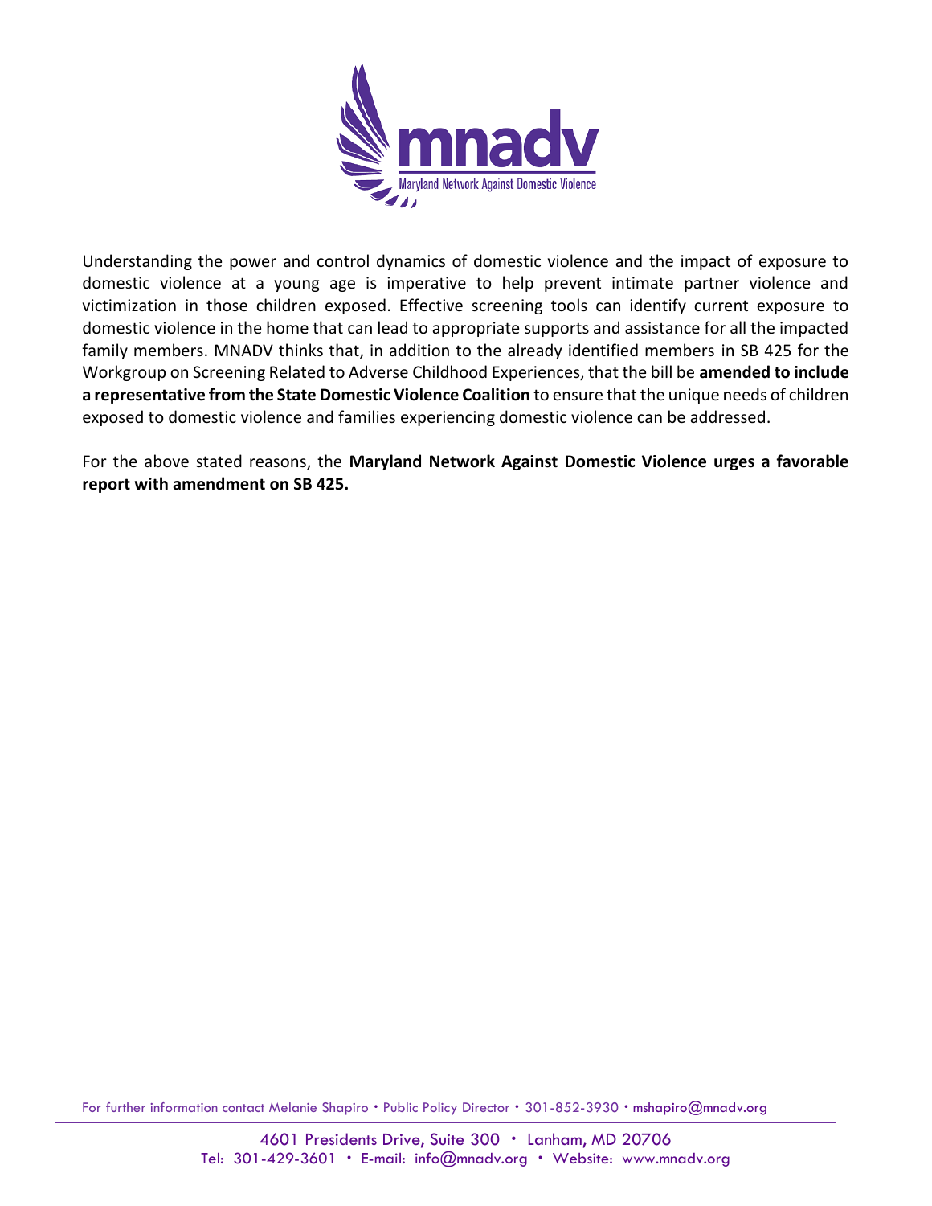Understanding the power and control dynamics of domestic violence and the impact of exposure to domestic violence at a young age is imperative to help prevent intimate partner violence and victimization in those children exposed. Effective screening tools can identify current exposure to domestic violence in the home that can lead to appropriate supports and assistance for all the impacted family members. MNADV thinks that, in addition to the already identified members in SB 425 for the Workgroup on Screening Related to Adverse Childhood Experiences, that the bill be **amended to include a representative from the State Domestic Violence Coalition** to ensure that the unique needs of children exposed to domestic violence and families experiencing domestic violence can be addressed.

For the above stated reasons, the **Maryland Network Against Domestic Violence urges a favorable report with amendment on SB 425.**

For further information contact Melanie Shapiro • Public Policy Director • 301-852-3930 • mshapiro@mnadv.org

4601 Presidents Drive, Suite 300 • Lanham, MD 20706
Tel: 301-429-3601 • E-mail: info@mnadv.org • Website: www.mnadv.org